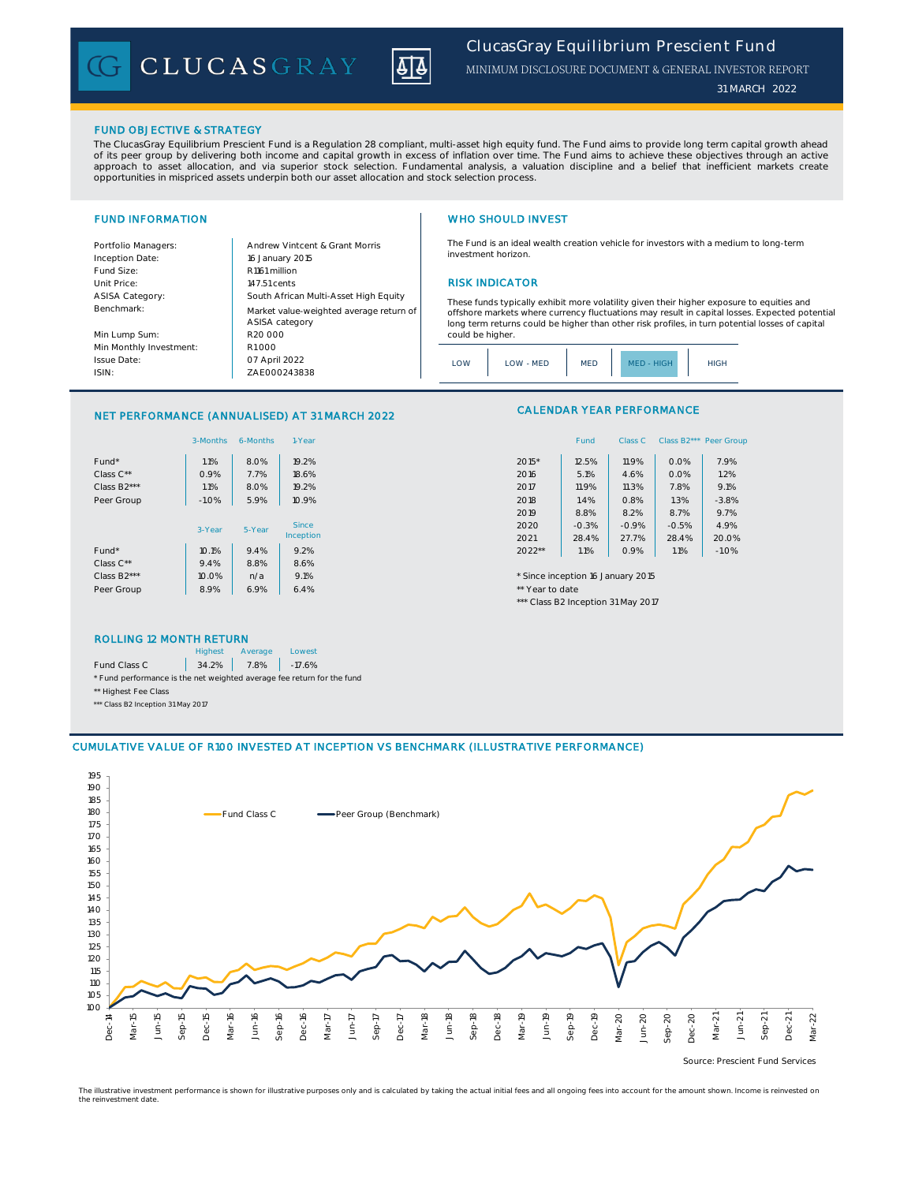# ClucasGray Equilibrium Prescient Fund

MINIMUM DISCLOSURE DOCUMENT & GENERAL INVESTOR REPORT

31 MARCH 2022

## FUND OBJECTIVE & STRATEGY

The ClucasGray Equilibrium Prescient Fund is a Regulation 28 compliant, multi-asset high equity fund. The Fund aims to provide long term capital growth ahead of its peer group by delivering both income and capital growth in excess of inflation over time. The Fund aims to achieve these objectives through an active approach to asset allocation, and via superior stock selection. Fundamental analysis, a valuation discipline and a belief that inefficient markets create opportunities in mispriced assets underpin both our asset allocation and stock selection process.

## FUND INFORMATION

| | |
|---|---|
| Portfolio Managers: | Andrew Vintcent & Grant Morris |
| Inception Date: | 16 January 2015 |
| Fund Size: | R1161 million |
| Unit Price: | 147.51 cents |
| ASISA Category: | South African Multi-Asset High Equity |
| Benchmark: | Market value-weighted average return of ASISA category |
| Min Lump Sum: | R20 000 |
| Min Monthly Investment: | R1000 |
| Issue Date: | 07 April 2022 |
| ISIN: | ZAE000243838 |

## WHO SHOULD INVEST

The Fund is an ideal wealth creation vehicle for investors with a medium to long-term investment horizon.

## RISK INDICATOR

These funds typically exhibit more volatility given their higher exposure to equities and offshore markets where currency fluctuations may result in capital losses. Expected potential long term returns could be higher than other risk profiles, in turn potential losses of capital could be higher.

LOW | LOW - MED | MED | **MED - HIGH** | HIGH

## NET PERFORMANCE (ANNUALISED) AT 31 MARCH 2022

| | 3-Months | 6-Months | 1-Year |
|---|---|---|---|
| Fund* | 1.1% | 8.0% | 19.2% |
| Class C** | 0.9% | 7.7% | 18.6% |
| Class B2*** | 1.1% | 8.0% | 19.2% |
| Peer Group | -1.0% | 5.9% | 10.9% |

| | 3-Year | 5-Year | Since Inception |
|---|---|---|---|
| Fund* | 10.1% | 9.4% | 9.2% |
| Class C** | 9.4% | 8.8% | 8.6% |
| Class B2*** | 10.0% | n/a | 9.1% |
| Peer Group | 8.9% | 6.9% | 6.4% |

## CALENDAR YEAR PERFORMANCE

| | Fund | Class C | Class B2*** | Peer Group |
|---|---|---|---|---|
| 2015* | 12.5% | 11.9% | 0.0% | 7.9% |
| 2016 | 5.1% | 4.6% | 0.0% | 1.2% |
| 2017 | 11.9% | 11.3% | 7.8% | 9.1% |
| 2018 | 1.4% | 0.8% | 1.3% | -3.8% |
| 2019 | 8.8% | 8.2% | 8.7% | 9.7% |
| 2020 | -0.3% | -0.9% | -0.5% | 4.9% |
| 2021 | 28.4% | 27.7% | 28.4% | 20.0% |
| 2022** | 1.1% | 0.9% | 1.1% | -1.0% |

\* Since inception 16 January 2015

\** Year to date

\*** Class B2 Inception 31 May 2017

## ROLLING 12 MONTH RETURN

| | Highest | Average | Lowest |
|---|---|---|---|
| Fund Class C | 34.2% | 7.8% | -17.6% |

\* Fund performance is the net weighted average fee return for the fund

\** Highest Fee Class

\*** Class B2 Inception 31 May 2017

## CUMULATIVE VALUE OF R100 INVESTED AT INCEPTION VS BENCHMARK (ILLUSTRATIVE PERFORMANCE)

Fund Class C — Peer Group (Benchmark)

Source: Prescient Fund Services

The illustrative investment performance is shown for illustrative purposes only and is calculated by taking the actual initial fees and all ongoing fees into account for the amount shown. Income is reinvested on the reinvestment date.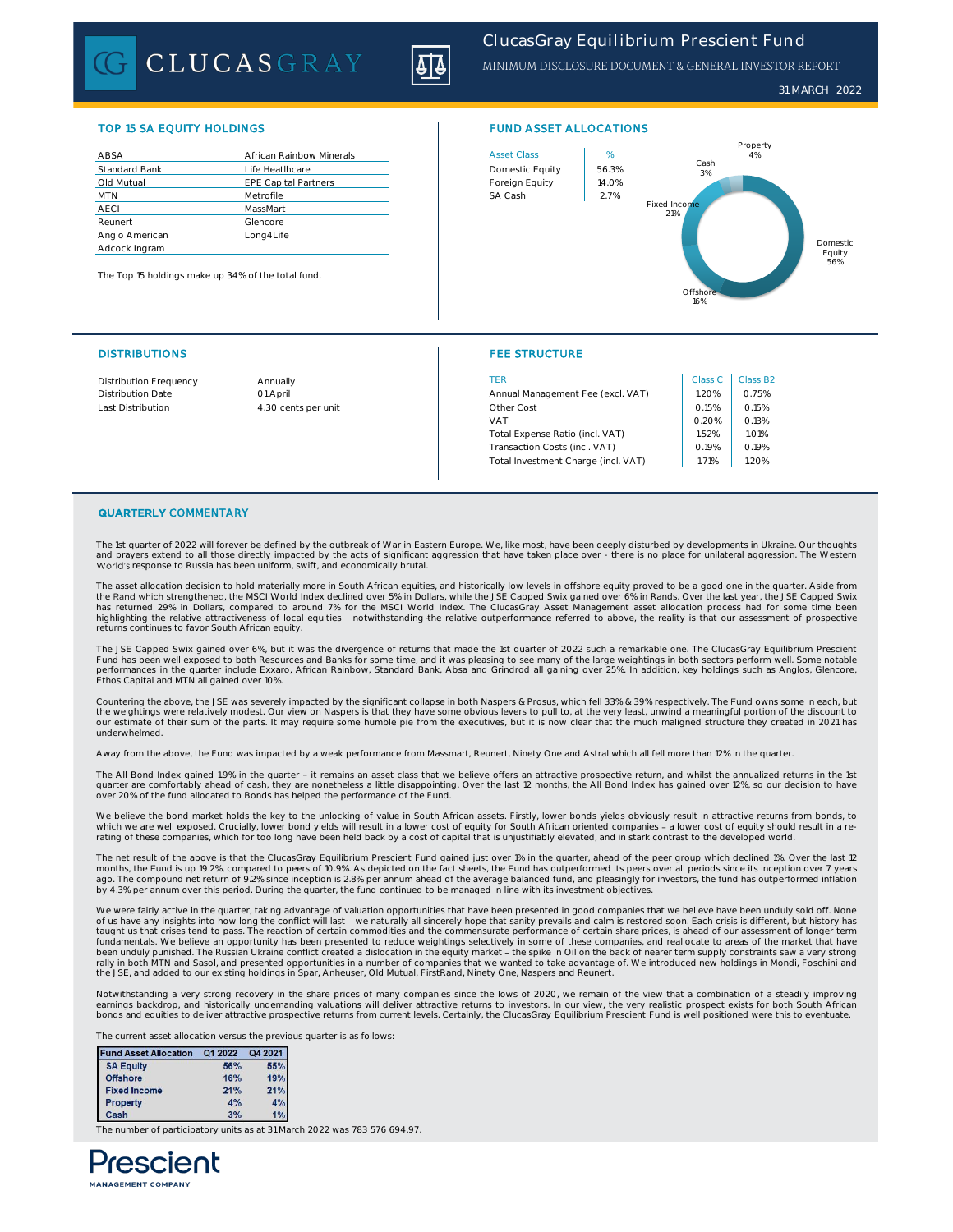# ClucasGray Equilibrium Prescient Fund

MINIMUM DISCLOSURE DOCUMENT & GENERAL INVESTOR REPORT

31 MARCH 2022

## TOP 15 SA EQUITY HOLDINGS

| | |
|---|---|
| ABSA | African Rainbow Minerals |
| Standard Bank | Life Healthcare |
| Old Mutual | EPE Capital Partners |
| MTN | Metrofile |
| AECI | MassMart |
| Reunert | Glencore |
| Anglo American | Long4Life |
| Adcock Ingram | |

The Top 15 holdings make up 34% of the total fund.

## FUND ASSET ALLOCATIONS

| Asset Class | % |
|---|---|
| Domestic Equity | 56.3% |
| Foreign Equity | 14.0% |
| SA Cash | 2.7% |

Property 4%, Cash 3%, Fixed Income 21%, Domestic Equity 56%, Offshore 16%

## DISTRIBUTIONS

| | |
|---|---|
| Distribution Frequency | Annually |
| Distribution Date | 01 April |
| Last Distribution | 4.30 cents per unit |

## FEE STRUCTURE

| TER | Class C | Class B2 |
|---|---|---|
| Annual Management Fee (excl. VAT) | 1.20% | 0.75% |
| Other Cost | 0.15% | 0.15% |
| VAT | 0.20% | 0.13% |
| Total Expense Ratio (incl. VAT) | 1.52% | 1.01% |
| Transaction Costs (incl. VAT) | 0.19% | 0.19% |
| Total Investment Charge (incl. VAT) | 1.71% | 1.20% |

## QUARTERLY COMMENTARY

The 1st quarter of 2022 will forever be defined by the outbreak of War in Eastern Europe. We, like most, have been deeply disturbed by developments in Ukraine. Our thoughts and prayers extend to all those directly impacted by the acts of significant aggression that have taken place over - there is no place for unilateral aggression. The Western World's response to Russia has been uniform, swift, and economically brutal.

The asset allocation decision to hold materially more in South African equities, and historically low levels in offshore equity proved to be a good one in the quarter. Aside from the Rand which strengthened, the MSCI World Index declined over 5% in Dollars, while the JSE Capped Swix gained over 6% in Rands. Over the last year, the JSE Capped Swix has returned 29% in Dollars, compared to around 7% for the MSCI World Index. The ClucasGray Asset Management asset allocation process had for some time been highlighting the relative attractiveness of local equities – notwithstanding the relative outperformance referred to above, the reality is that our assessment of prospective returns continues to favor South African equity.

The JSE Capped Swix gained over 6%, but it was the divergence of returns that made the 1st quarter of 2022 such a remarkable one. The ClucasGray Equilibrium Prescient Fund has been well exposed to both Resources and Banks for some time, and it was pleasing to see many of the large weightings in both sectors perform well. Some notable performances in the quarter include Exxaro, African Rainbow, Standard Bank, Absa and Grindrod all gaining over 25%. In addition, key holdings such as Anglos, Glencore, Ethos Capital and MTN all gained over 10%.

Countering the above, the JSE was severely impacted by the significant collapse in both Naspers & Prosus, which fell 33% & 39% respectively. The Fund owns some in each, but the weightings were relatively modest. Our view on Naspers is that they have some obvious levers to pull to, at the very least, unwind a meaningful portion of the discount to our estimate of their sum of the parts. It may require some humble pie from the executives, but it is now clear that the much maligned structure they created in 2021 has underwhelmed.

Away from the above, the Fund was impacted by a weak performance from Massmart, Reunert, Ninety One and Astral which all fell more than 12% in the quarter.

The All Bond Index gained 1.9% in the quarter – it remains an asset class that we believe offers an attractive prospective return, and whilst the annualized returns in the 1st quarter are comfortably ahead of cash, they are nonetheless a little disappointing. Over the last 12 months, the All Bond Index has gained over 12%, so our decision to have over 20% of the fund allocated to Bonds has helped the performance of the Fund.

We believe the bond market holds the key to the unlocking of value in South African assets. Firstly, lower bonds yields obviously result in attractive returns from bonds, to which we are well exposed. Crucially, lower bond yields will result in a lower cost of equity for South African oriented companies – a lower cost of equity should result in a re-rating of these companies, which for too long have been held back by a cost of capital that is unjustifiably elevated, and in stark contrast to the developed world.

The net result of the above is that the ClucasGray Equilibrium Prescient Fund gained just over 1% in the quarter, ahead of the peer group which declined 1%. Over the last 12 months, the Fund is up 19.2%, compared to peers of 10.9%. As depicted on the fact sheets, the Fund has outperformed its peers over all periods since its inception over 7 years ago. The compound net return of 9.2% since inception is 2.8% per annum ahead of the average balanced fund, and pleasingly for investors, the fund has outperformed inflation by 4.3% per annum over this period. During the quarter, the fund continued to be managed in line with its investment objectives.

We were fairly active in the quarter, taking advantage of valuation opportunities that have been presented in good companies that we believe have been unduly sold off. None of us have any insights into how long the conflict will last – we naturally all sincerely hope that sanity prevails and calm is restored soon. Each crisis is different, but history has taught us that crises tend to pass. The reaction of certain commodities and the commensurate performance of certain share prices, is ahead of our assessment of longer term fundamentals. We believe an opportunity has been presented to reduce weightings selectively in some of these companies, and reallocate to areas of the market that have been unduly punished. The Russian Ukraine conflict created a dislocation in the equity market – the spike in Oil on the back of nearer term supply constraints saw a very strong rally in both MTN and Sasol, and presented opportunities in a number of companies that we wanted to take advantage of. We introduced new holdings in Mondi, Foschini and the JSE, and added to our existing holdings in Spar, Anheuser, Old Mutual, FirstRand, Ninety One, Naspers and Reunert.

Notwithstanding a very strong recovery in the share prices of many companies since the lows of 2020, we remain of the view that a combination of a steadily improving earnings backdrop, and historically undemanding valuations will deliver attractive returns to investors. In our view, the very realistic prospect exists for both South African bonds and equities to deliver attractive prospective returns from current levels. Certainly, the ClucasGray Equilibrium Prescient Fund is well positioned were this to eventuate.

The current asset allocation versus the previous quarter is as follows:

| Fund Asset Allocation | Q1 2022 | Q4 2021 |
|---|---|---|
| SA Equity | 56% | 55% |
| Offshore | 16% | 19% |
| Fixed Income | 21% | 21% |
| Property | 4% | 4% |
| Cash | 3% | 1% |

The number of participatory units as at 31 March 2022 was 783 576 694.97.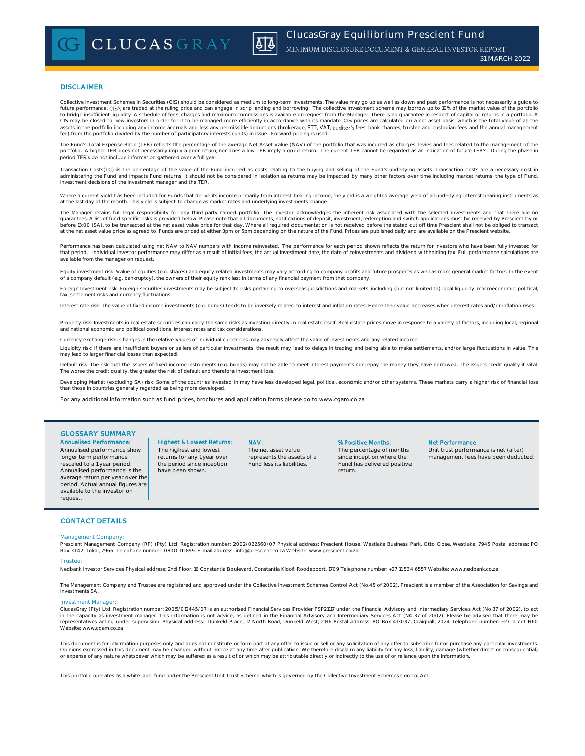# ClucasGray Equilibrium Prescient Fund

MINIMUM DISCLOSURE DOCUMENT & GENERAL INVESTOR REPORT

31 MARCH 2022

## DISCLAIMER

Collective Investment Schemes in Securities (CIS) should be considered as medium to long-term investments. The value may go up as well as down and past performance is not necessarily a guide to future performance. CIS's are traded at the ruling price and can engage in scrip lending and borrowing. The collective investment scheme may borrow up to 10% of the market value of the portfolio to bridge insufficient liquidity. A schedule of fees, charges and maximum commissions is available on request from the Manager. There is no guarantee in respect of capital or returns in a portfolio. A CIS may be closed to new investors in order for it to be managed more efficiently in accordance with its mandate. CIS prices are calculated on a net asset basis, which is the total value of all the assets in the portfolio including any income accruals and less any permissible deductions (brokerage, STT, VAT, auditor's fees, bank charges, trustee and custodian fees and the annual management fee) from the portfolio divided by the number of participatory interests (units) in issue. Forward pricing is used.

The Fund's Total Expense Ratio (TER) reflects the percentage of the average Net Asset Value (NAV) of the portfolio that was incurred as charges, levies and fees related to the management of the portfolio. A higher TER does not necessarily imply a poor return, nor does a low TER imply a good return. The current TER cannot be regarded as an indication of future TER's. During the phase in period TER's do not include information gathered over a full year.

Transaction Costs(TC) is the percentage of the value of the Fund incurred as costs relating to the buying and selling of the Fund's underlying assets. Transaction costs are a necessary cost in administering the Fund and impacts Fund returns. It should not be considered in isolation as returns may be impacted by many other factors over time including market returns, the type of Fund, investment decisions of the investment manager and the TER.

Where a current yield has been included for Funds that derive its income primarily from interest bearing income, the yield is a weighted average yield of all underlying interest bearing instruments as at the last day of the month. This yield is subject to change as market rates and underlying investments change.

The Manager retains full legal responsibility for any third-party-named portfolio. The investor acknowledges the inherent risk associated with the selected investments and that there are no guarantees. A list of fund specific risks is provided below. Please note that all documents, notifications of deposit, investment, redemption and switch applications must be received by Prescient by or before 13:00 (SA), to be transacted at the net asset value price for that day. Where all required documentation is not received before the stated cut off time Prescient shall not be obliged to transact at the net asset value price as agreed to. Funds are priced at either 3pm or 5pm depending on the nature of the Fund. Prices are published daily and are available on the Prescient website.

Performance has been calculated using net NAV to NAV numbers with income reinvested. The performance for each period shown reflects the return for investors who have been fully invested for that period. Individual investor performance may differ as a result of initial fees, the actual investment date, the date of reinvestments and dividend withholding tax. Full performance calculations are available from the manager on request.

Equity investment risk: Value of equities (e.g. shares) and equity-related investments may vary according to company profits and future prospects as well as more general market factors. In the event of a company default (e.g. bankruptcy), the owners of their equity rank last in terms of any financial payment from that company.

Foreign Investment risk: Foreign securities investments may be subject to risks pertaining to overseas jurisdictions and markets, including (but not limited to) local liquidity, macroeconomic, political, tax, settlement risks and currency fluctuations.

Interest rate risk: The value of fixed income investments (e.g. bonds) tends to be inversely related to interest and inflation rates. Hence their value decreases when interest rates and/or inflation rises.

Property risk: Investments in real estate securities can carry the same risks as investing directly in real estate itself. Real estate prices move in response to a variety of factors, including local, regional and national economic and political conditions, interest rates and tax considerations.

Currency exchange risk: Changes in the relative values of individual currencies may adversely affect the value of investments and any related income.

Liquidity risk: If there are insufficient buyers or sellers of particular investments, the result may lead to delays in trading and being able to make settlements, and/or large fluctuations in value. This may lead to larger financial losses than expected.

Default risk: The risk that the issuers of fixed income instruments (e.g. bonds) may not be able to meet interest payments nor repay the money they have borrowed. The issuers credit quality it vital. The worse the credit quality, the greater the risk of default and therefore investment loss.

Developing Market (excluding SA) risk: Some of the countries invested in may have less developed legal, political, economic and/or other systems. These markets carry a higher risk of financial loss than those in countries generally regarded as being more developed.

For any additional information such as fund prices, brochures and application forms please go to www.cgam.co.za

## GLOSSARY SUMMARY

**Annualised Performance:** Annualised performance show longer term performance rescaled to a 1 year period. Annualised performance is the average return per year over the period. Actual annual figures are available to the investor on request.

**Highest & Lowest Returns:** The highest and lowest returns for any 1 year over the period since inception have been shown.

**NAV:** The net asset value represents the assets of a Fund less its liabilities.

**% Positive Months:** The percentage of months since inception where the Fund has delivered positive return.

**Net Performance** Unit trust performance is net (after) management fees have been deducted.

## CONTACT DETAILS

### Management Company:

Prescient Management Company (RF) (Pty) Ltd, Registration number: 2002/022560/07 Physical address: Prescient House, Westlake Business Park, Otto Close, Westlake, 7945 Postal address: PO Box 31142, Tokai, 7966. Telephone number: 0800 111 899. E-mail address: info@prescient.co.za Website: www.prescient.co.za

### Trustee:

Nedbank Investor Services Physical address: 2nd Floor, 16 Constantia Boulevard, Constantia Kloof, Roodepoort, 1709 Telephone number: +27 11 534 6557 Website: www.nedbank.co.za

The Management Company and Trustee are registered and approved under the Collective Investment Schemes Control Act (No.45 of 2002). Prescient is a member of the Association for Savings and Investments SA.

### Investment Manager:

ClucasGray (Pty) Ltd, Registration number: 2005/012445/07 is an authorised Financial Services Provider FSP21117 under the Financial Advisory and Intermediary Services Act (No.37 of 2002), to act in the capacity as investment manager. This information is not advice, as defined in the Financial Advisory and Intermediary Services Act (NO.37 of 2002). Please be advised that there may be representatives acting under supervision. Physical address: Dunkeld Place, 12 North Road, Dunkeld West, 2196 Postal address: PO Box 413037, Craighall, 2024 Telephone number: +27 11 771 1960 Website: www.cgam.co.za

This document is for information purposes only and does not constitute or form part of any offer to issue or sell or any solicitation of any offer to subscribe for or purchase any particular investments. Opinions expressed in this document may be changed without notice at any time after publication. We therefore disclaim any liability for any loss, liability, damage (whether direct or consequential) or expense of any nature whatsoever which may be suffered as a result of or which may be attributable directly or indirectly to the use of or reliance upon the information.

This portfolio operates as a white label fund under the Prescient Unit Trust Scheme, which is governed by the Collective Investment Schemes Control Act.